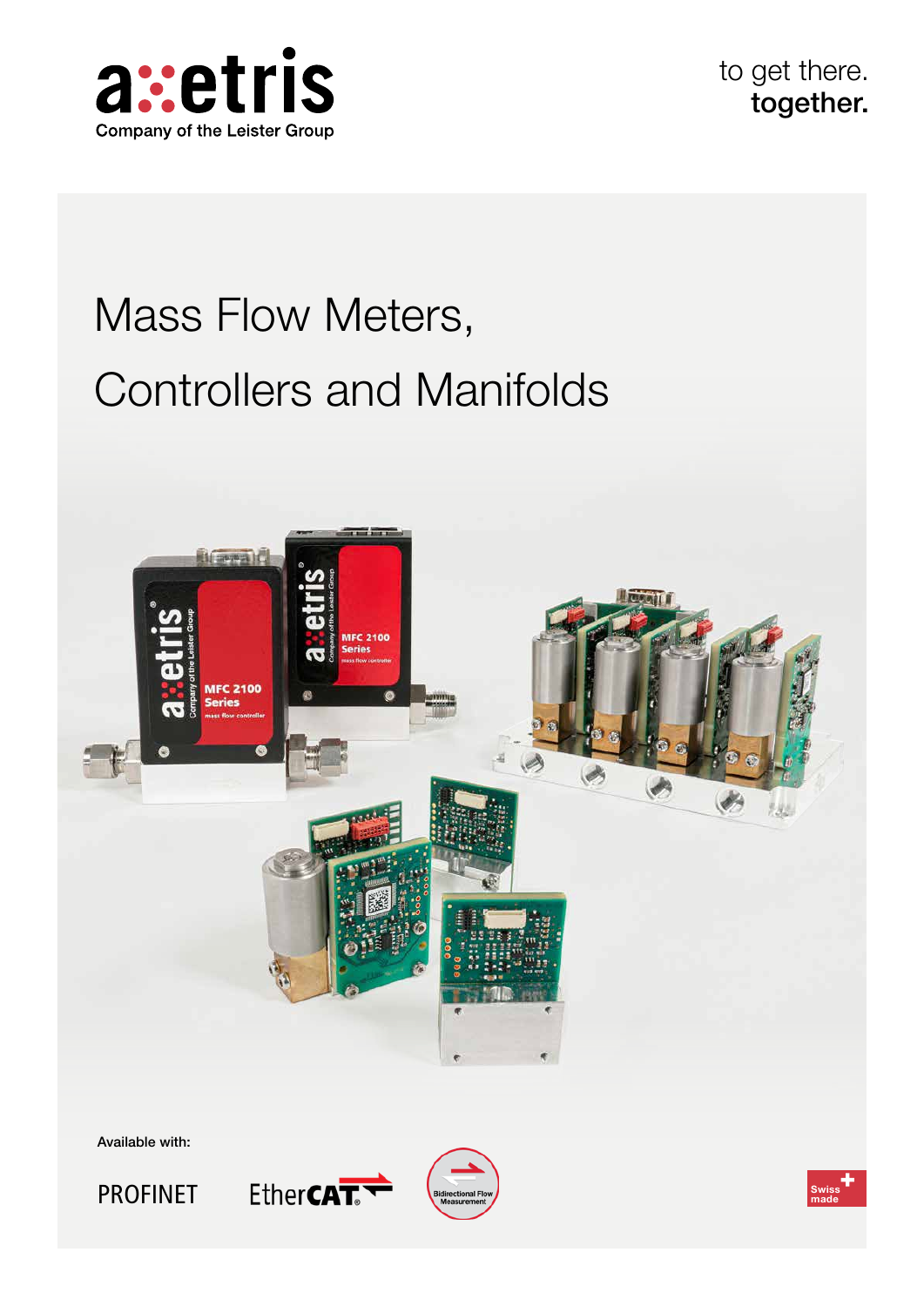a::etris
Company of the Leister Group

to get there.
**together.**

# Mass Flow Meters, Controllers and Manifolds

Available with:

PROFINET

EtherCAT

Bidirectional Flow Measurement

Swiss made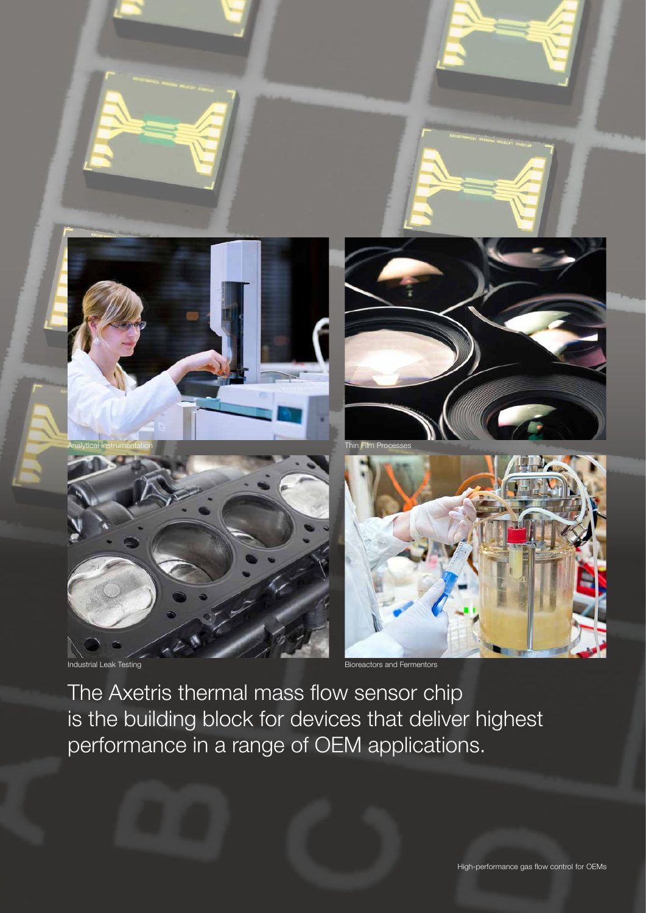Analytical Instrumentation

Thin Film Processes

Industrial Leak Testing

Bioreactors and Fermentors

The Axetris thermal mass flow sensor chip is the building block for devices that deliver highest performance in a range of OEM applications.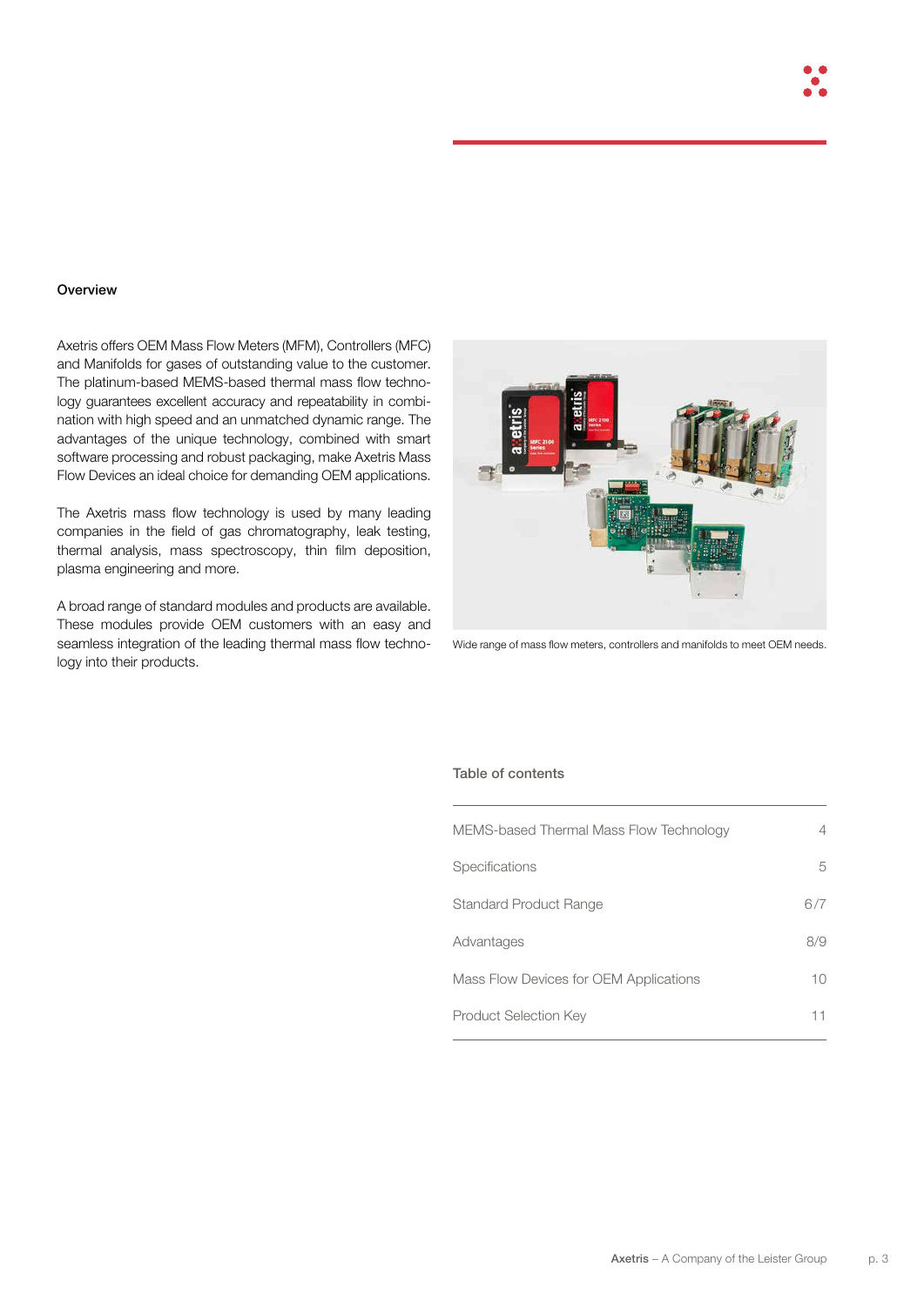## Overview

Axetris offers OEM Mass Flow Meters (MFM), Controllers (MFC) and Manifolds for gases of outstanding value to the customer. The platinum-based MEMS-based thermal mass flow technology guarantees excellent accuracy and repeatability in combination with high speed and an unmatched dynamic range. The advantages of the unique technology, combined with smart software processing and robust packaging, make Axetris Mass Flow Devices an ideal choice for demanding OEM applications.

The Axetris mass flow technology is used by many leading companies in the field of gas chromatography, leak testing, thermal analysis, mass spectroscopy, thin film deposition, plasma engineering and more.

A broad range of standard modules and products are available. These modules provide OEM customers with an easy and seamless integration of the leading thermal mass flow technology into their products.

Wide range of mass flow meters, controllers and manifolds to meet OEM needs.

### Table of contents

| | |
|---|---|
| MEMS-based Thermal Mass Flow Technology | 4 |
| Specifications | 5 |
| Standard Product Range | 6/7 |
| Advantages | 8/9 |
| Mass Flow Devices for OEM Applications | 10 |
| Product Selection Key | 11 |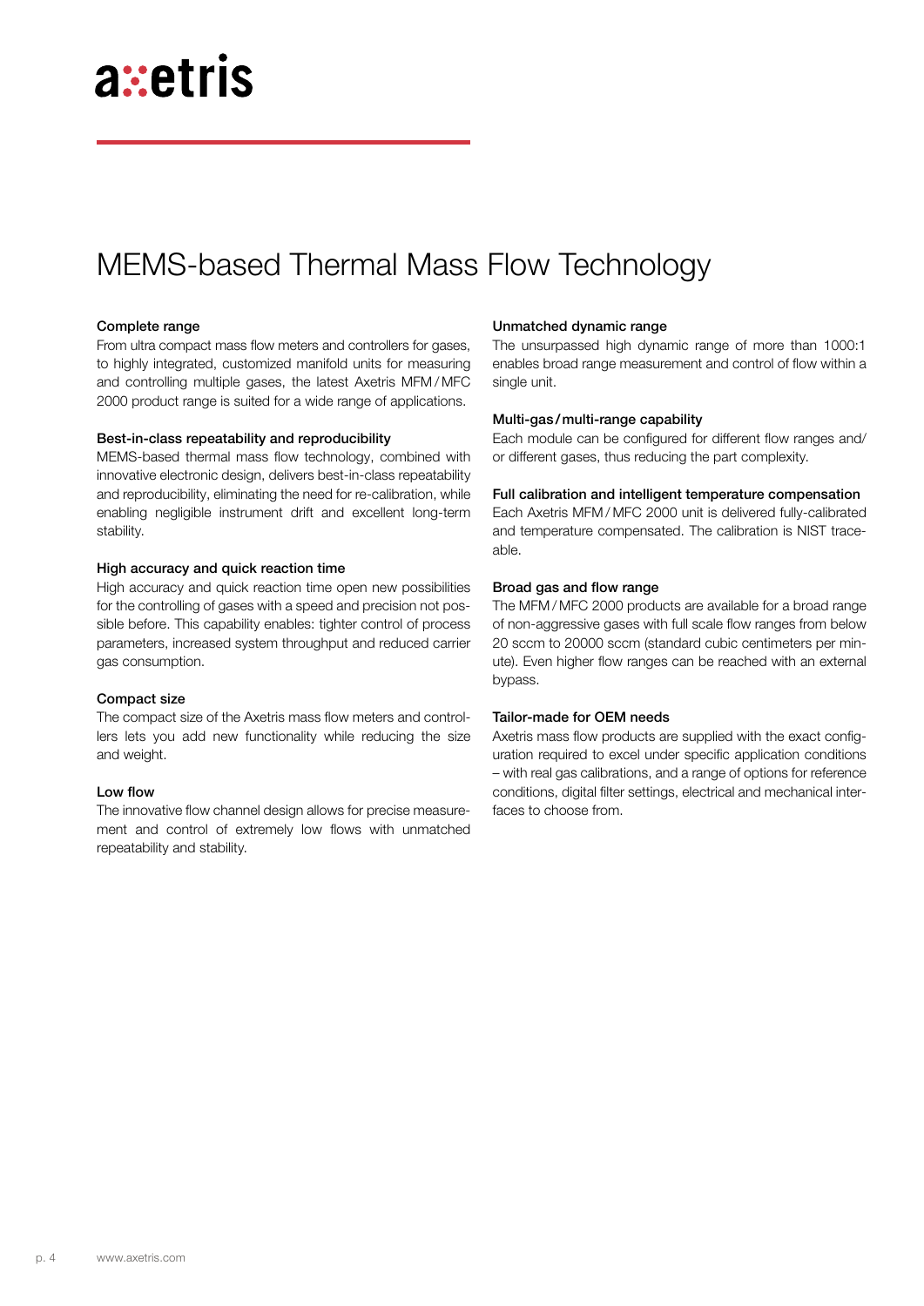# MEMS-based Thermal Mass Flow Technology

### Complete range

From ultra compact mass flow meters and controllers for gases, to highly integrated, customized manifold units for measuring and controlling multiple gases, the latest Axetris MFM / MFC 2000 product range is suited for a wide range of applications.

### Best-in-class repeatability and reproducibility

MEMS-based thermal mass flow technology, combined with innovative electronic design, delivers best-in-class repeatability and reproducibility, eliminating the need for re-calibration, while enabling negligible instrument drift and excellent long-term stability.

### High accuracy and quick reaction time

High accuracy and quick reaction time open new possibilities for the controlling of gases with a speed and precision not possible before. This capability enables: tighter control of process parameters, increased system throughput and reduced carrier gas consumption.

### Compact size

The compact size of the Axetris mass flow meters and controllers lets you add new functionality while reducing the size and weight.

### Low flow

The innovative flow channel design allows for precise measurement and control of extremely low flows with unmatched repeatability and stability.

### Unmatched dynamic range

The unsurpassed high dynamic range of more than 1000:1 enables broad range measurement and control of flow within a single unit.

### Multi-gas / multi-range capability

Each module can be configured for different flow ranges and/or different gases, thus reducing the part complexity.

### Full calibration and intelligent temperature compensation

Each Axetris MFM / MFC 2000 unit is delivered fully-calibrated and temperature compensated. The calibration is NIST traceable.

### Broad gas and flow range

The MFM / MFC 2000 products are available for a broad range of non-aggressive gases with full scale flow ranges from below 20 sccm to 20000 sccm (standard cubic centimeters per minute). Even higher flow ranges can be reached with an external bypass.

### Tailor-made for OEM needs

Axetris mass flow products are supplied with the exact configuration required to excel under specific application conditions – with real gas calibrations, and a range of options for reference conditions, digital filter settings, electrical and mechanical interfaces to choose from.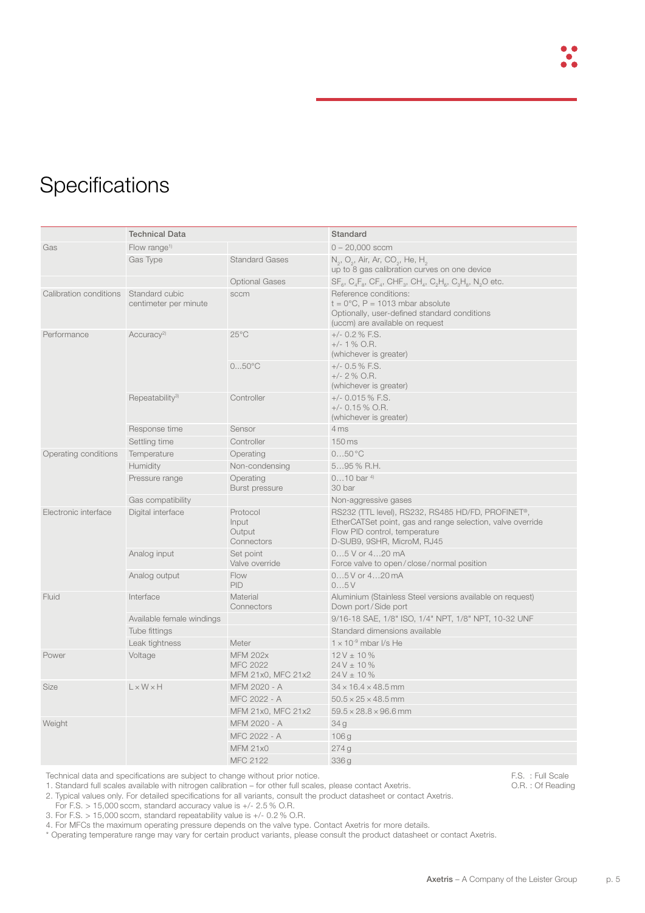# Specifications

| | Technical Data | | Standard |
|---|---|---|---|
| Gas | Flow range[1] | | 0 – 20,000 sccm |
| | Gas Type | Standard Gases | $N_2$, $O_2$, Air, Ar, $CO_2$, He, $H_2$<br>up to 8 gas calibration curves on one device |
| | | Optional Gases | $SF_6$, $C_4F_8$, $CF_4$, $CHF_3$, $CH_4$, $C_2H_6$, $C_3H_8$, $N_2O$ etc. |
| Calibration conditions | Standard cubic centimeter per minute | sccm | Reference conditions:<br>t = 0°C, P = 1013 mbar absolute<br>Optionally, user-defined standard conditions (uccm) are available on request |
| Performance | Accuracy[2] | 25°C | +/- 0.2 % F.S.<br>+/- 1 % O.R.<br>(whichever is greater) |
| | | 0…50°C | +/- 0.5 % F.S.<br>+/- 2 % O.R.<br>(whichever is greater) |
| | Repeatability[3] | Controller | +/- 0.015 % F.S.<br>+/- 0.15 % O.R.<br>(whichever is greater) |
| | Response time | Sensor | 4 ms |
| | Settling time | Controller | 150 ms |
| Operating conditions | Temperature | Operating | 0…50 °C |
| | Humidity | Non-condensing | 5…95 % R.H. |
| | Pressure range | Operating<br>Burst pressure | 0…10 bar [4]<br>30 bar |
| | Gas compatibility | | Non-aggressive gases |
| Electronic interface | Digital interface | Protocol<br>Input<br>Output<br>Connectors | RS232 (TTL level), RS232, RS485 HD/FD, PROFINET®, EtherCATSet point, gas and range selection, valve override<br>Flow PID control, temperature<br>D-SUB9, 9SHR, MicroM, RJ45 |
| | Analog input | Set point<br>Valve override | 0…5 V or 4…20 mA<br>Force valve to open / close / normal position |
| | Analog output | Flow<br>PID | 0…5 V or 4…20 mA<br>0…5 V |
| Fluid | Interface | Material<br>Connectors | Aluminium (Stainless Steel versions available on request)<br>Down port / Side port |
| | Available female windings | | 9/16-18 SAE, 1/8" ISO, 1/4" NPT, 1/8" NPT, 10-32 UNF |
| | Tube fittings | | Standard dimensions available |
| | Leak tightness | Meter | $1 \times 10^{-9}$ mbar l/s He |
| Power | Voltage | MFM 202x<br>MFC 2022<br>MFM 21x0, MFC 21x2 | 12 V ± 10 %<br>24 V ± 10 %<br>24 V ± 10 % |
| Size | L × W × H | MFM 2020 - A | 34 × 16.4 × 48.5 mm |
| | | MFC 2022 - A | 50.5 × 25 × 48.5 mm |
| | | MFM 21x0, MFC 21x2 | 59.5 × 28.8 × 96.6 mm |
| Weight | | MFM 2020 - A | 34 g |
| | | MFC 2022 - A | 106 g |
| | | MFM 21x0 | 274 g |
| | | MFC 2122 | 336 g |

Technical data and specifications are subject to change without prior notice.

F.S. : Full Scale
O.R. : Of Reading

1. Standard full scales available with nitrogen calibration – for other full scales, please contact Axetris.
2. Typical values only. For detailed specifications for all variants, consult the product datasheet or contact Axetris.
   For F.S. > 15,000 sccm, standard accuracy value is +/- 2.5 % O.R.
3. For F.S. > 15,000 sccm, standard repeatability value is +/- 0.2 % O.R.
4. For MFCs the maximum operating pressure depends on the valve type. Contact Axetris for more details.

\* Operating temperature range may vary for certain product variants, please consult the product datasheet or contact Axetris.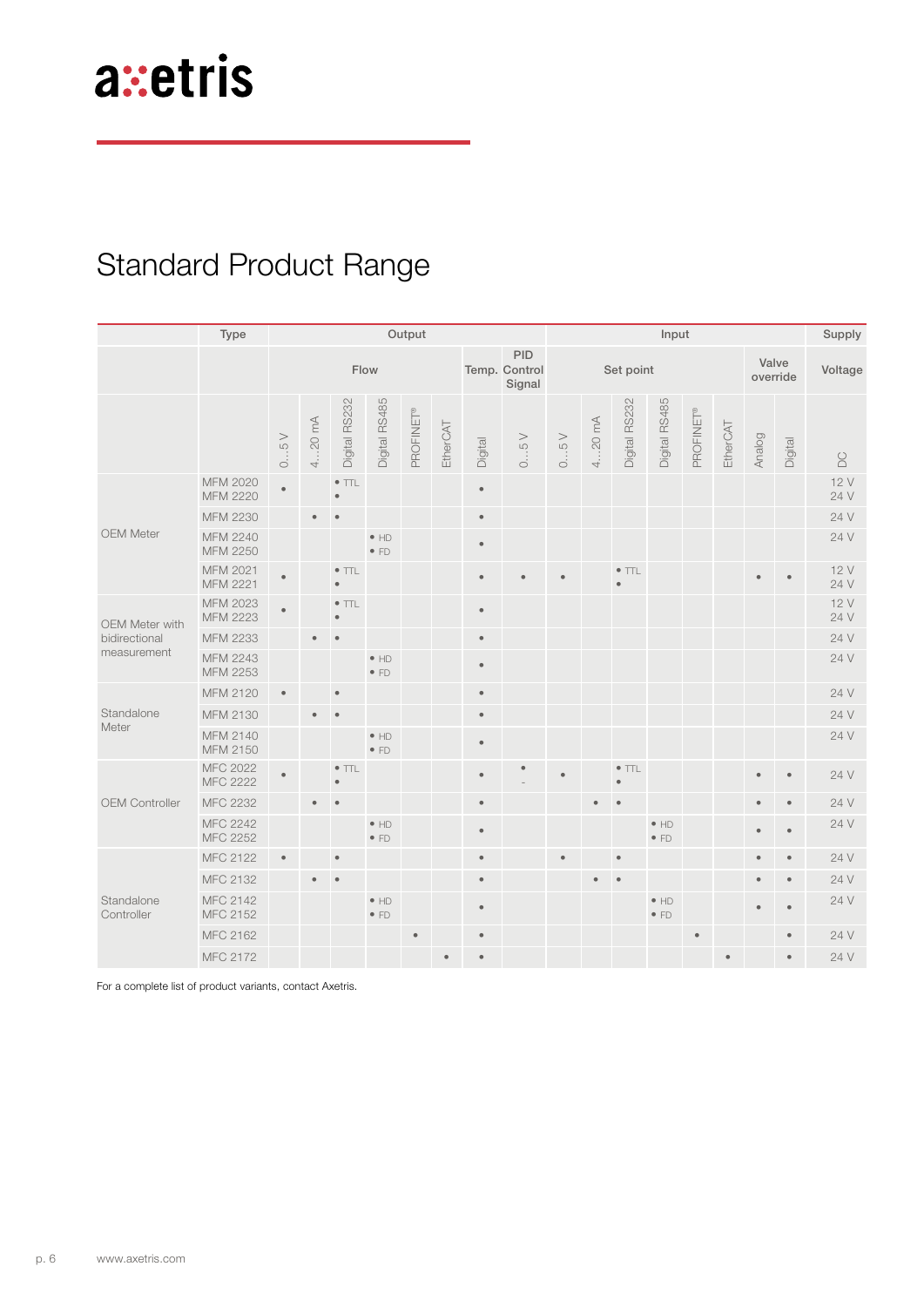# Standard Product Range

| | Type | Output | | | | | | | | Input | | | | | | | | Supply |
|---|---|---|---|---|---|---|---|---|---|---|---|---|---|---|---|---|---|---|
| | | Flow | | | | | | Temp. | PID Control Signal | Set point | | | | | | Valve override | | Voltage |
| | | 0…5 V | 4…20 mA | Digital RS232 | Digital RS485 | PROFINET® | EtherCAT | Digital | 0…5 V | 0…5 V | 4…20 mA | Digital RS232 | Digital RS485 | PROFINET® | EtherCAT | Analog | Digital | DC |
| OEM Meter | MFM 2020<br>MFM 2220 | • | | • TTL<br>• | | | | • | | | | | | | | | | 12 V<br>24 V |
| | MFM 2230 | | • | • | | | | • | | | | | | | | | | 24 V |
| | MFM 2240<br>MFM 2250 | | | | • HD<br>• FD | | | • | | | | | | | | | | 24 V |
| | MFM 2021<br>MFM 2221 | • | | • TTL<br>• | | | | • | • | • | | • TTL<br>• | | | | • | • | 12 V<br>24 V |
| OEM Meter with bidirectional measurement | MFM 2023<br>MFM 2223 | • | | • TTL<br>• | | | | • | | | | | | | | | | 12 V<br>24 V |
| | MFM 2233 | | • | • | | | | • | | | | | | | | | | 24 V |
| | MFM 2243<br>MFM 2253 | | | | • HD<br>• FD | | | • | | | | | | | | | | 24 V |
| Standalone Meter | MFM 2120 | • | | • | | | | • | | | | | | | | | | 24 V |
| | MFM 2130 | | • | • | | | | • | | | | | | | | | | 24 V |
| | MFM 2140<br>MFM 2150 | | | | • HD<br>• FD | | | • | | | | | | | | | | 24 V |
| OEM Controller | MFC 2022<br>MFC 2222 | • | | • TTL<br>• | | | | • | •<br>- | • | | • TTL<br>• | | | | • | • | 24 V |
| | MFC 2232 | | • | • | | | | • | | | • | • | | | | • | • | 24 V |
| | MFC 2242<br>MFC 2252 | | | | • HD<br>• FD | | | • | | | | | • HD<br>• FD | | | • | • | 24 V |
| Standalone Controller | MFC 2122 | • | | • | | | | • | | • | | • | | | | • | • | 24 V |
| | MFC 2132 | | • | • | | | | • | | | • | • | | | | • | • | 24 V |
| | MFC 2142<br>MFC 2152 | | | | • HD<br>• FD | | | • | | | | | • HD<br>• FD | | | • | • | 24 V |
| | MFC 2162 | | | | | • | | • | | | | | | • | | | • | 24 V |
| | MFC 2172 | | | | | | • | • | | | | | | | • | | • | 24 V |

For a complete list of product variants, contact Axetris.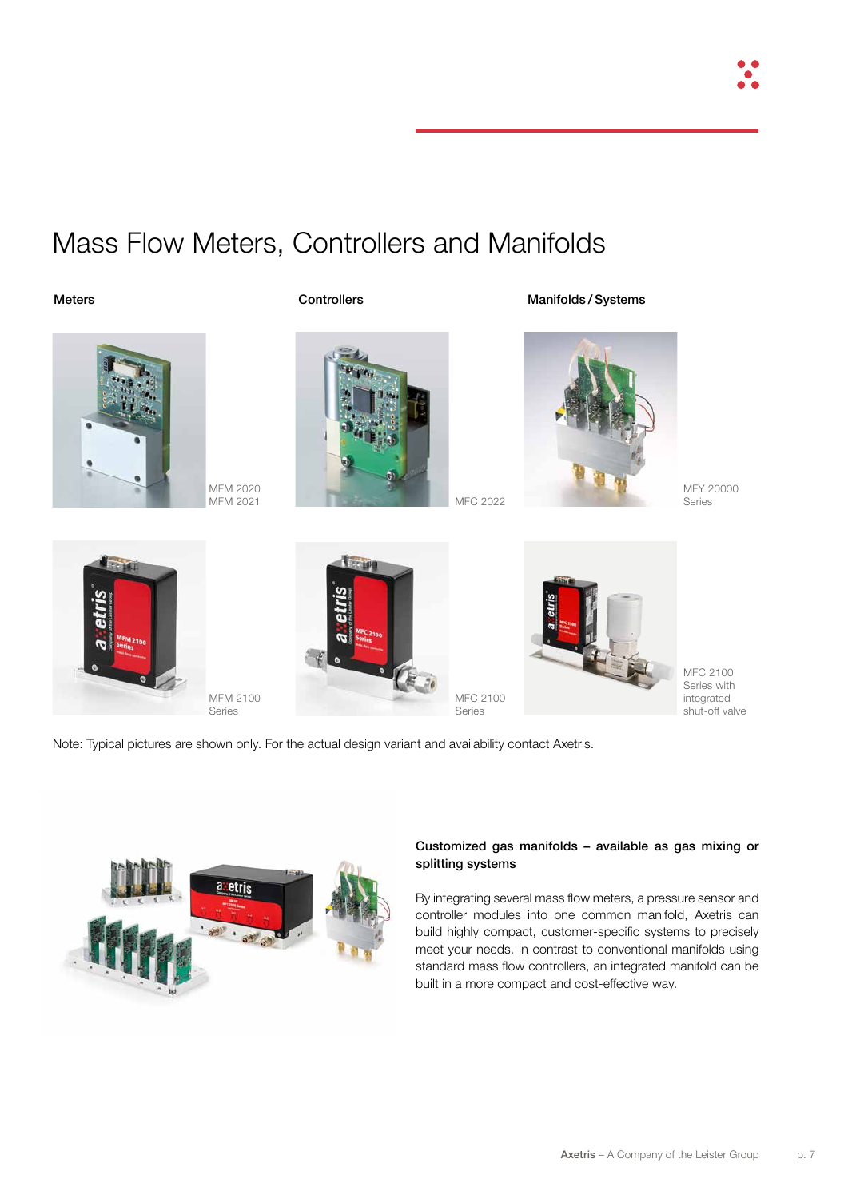# Mass Flow Meters, Controllers and Manifolds

**Meters**

MFM 2020
MFM 2021

MFM 2100 Series

**Controllers**

MFC 2022

MFC 2100 Series

**Manifolds / Systems**

MFY 20000 Series

MFC 2100 Series with integrated shut-off valve

Note: Typical pictures are shown only. For the actual design variant and availability contact Axetris.

**Customized gas manifolds – available as gas mixing or splitting systems**

By integrating several mass flow meters, a pressure sensor and controller modules into one common manifold, Axetris can build highly compact, customer-specific systems to precisely meet your needs. In contrast to conventional manifolds using standard mass flow controllers, an integrated manifold can be built in a more compact and cost-effective way.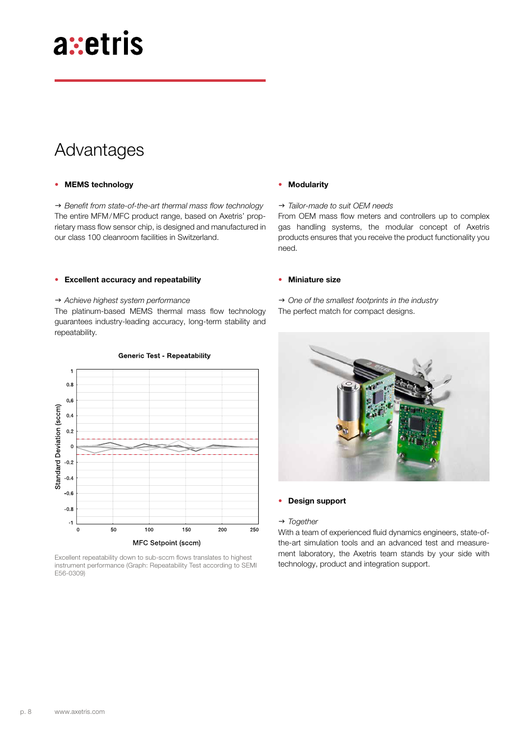# Advantages

- **MEMS technology**

→ *Benefit from state-of-the-art thermal mass flow technology*
The entire MFM / MFC product range, based on Axetris' proprietary mass flow sensor chip, is designed and manufactured in our class 100 cleanroom facilities in Switzerland.

- **Excellent accuracy and repeatability**

→ *Achieve highest system performance*
The platinum-based MEMS thermal mass flow technology guarantees industry-leading accuracy, long-term stability and repeatability.

Excellent repeatability down to sub-sccm flows translates to highest instrument performance (Graph: Repeatability Test according to SEMI E56-0309)

- **Modularity**

→ *Tailor-made to suit OEM needs*
From OEM mass flow meters and controllers up to complex gas handling systems, the modular concept of Axetris products ensures that you receive the product functionality you need.

- **Miniature size**

→ *One of the smallest footprints in the industry*
The perfect match for compact designs.

- **Design support**

→ *Together*
With a team of experienced fluid dynamics engineers, state-of-the-art simulation tools and an advanced test and measurement laboratory, the Axetris team stands by your side with technology, product and integration support.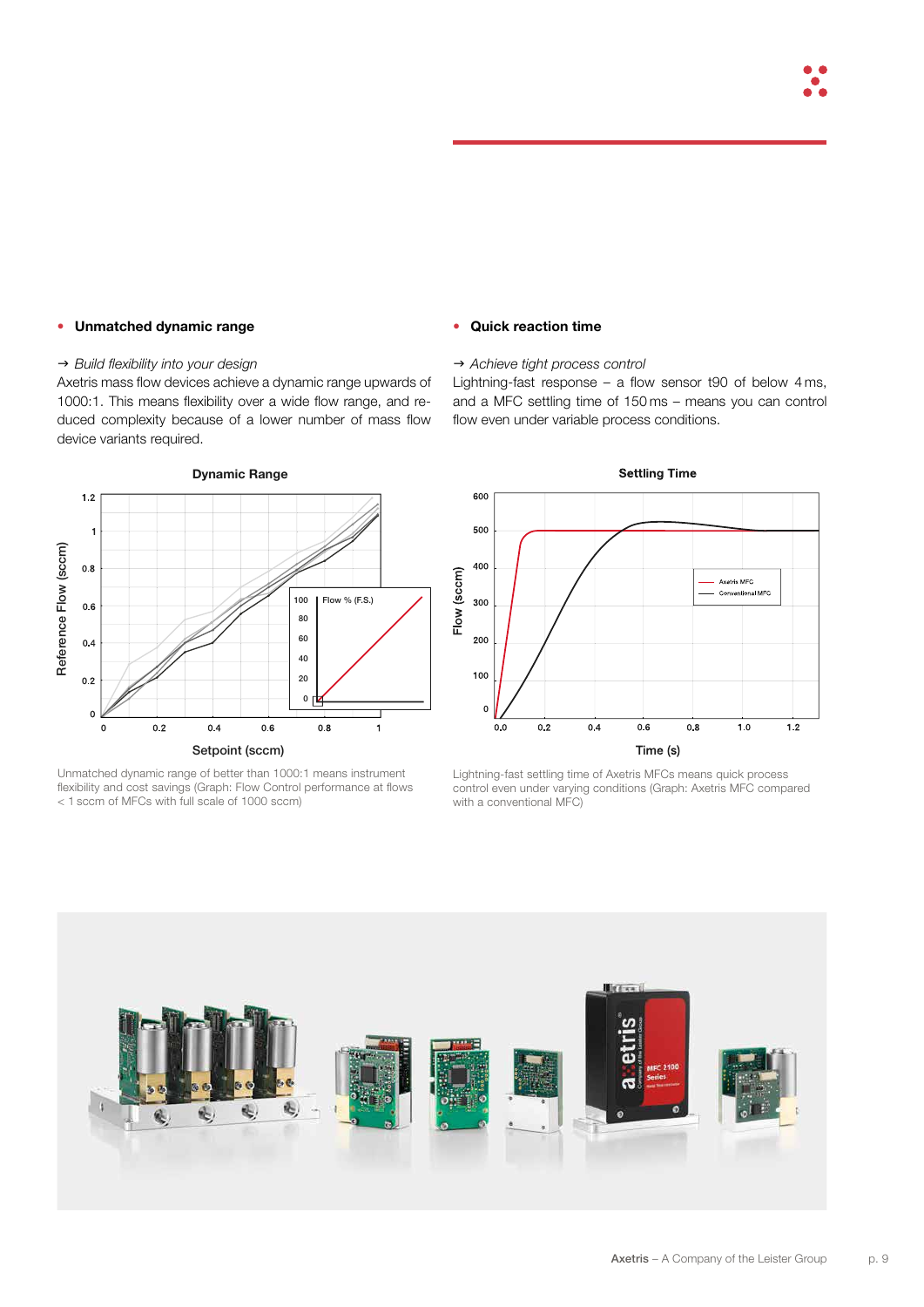- **Unmatched dynamic range**

→ *Build flexibility into your design*
Axetris mass flow devices achieve a dynamic range upwards of 1000:1. This means flexibility over a wide flow range, and reduced complexity because of a lower number of mass flow device variants required.

**Dynamic Range**

Unmatched dynamic range of better than 1000:1 means instrument flexibility and cost savings (Graph: Flow Control performance at flows < 1 sccm of MFCs with full scale of 1000 sccm)

- **Quick reaction time**

→ *Achieve tight process control*
Lightning-fast response – a flow sensor t90 of below 4 ms, and a MFC settling time of 150 ms – means you can control flow even under variable process conditions.

**Settling Time**

Lightning-fast settling time of Axetris MFCs means quick process control even under varying conditions (Graph: Axetris MFC compared with a conventional MFC)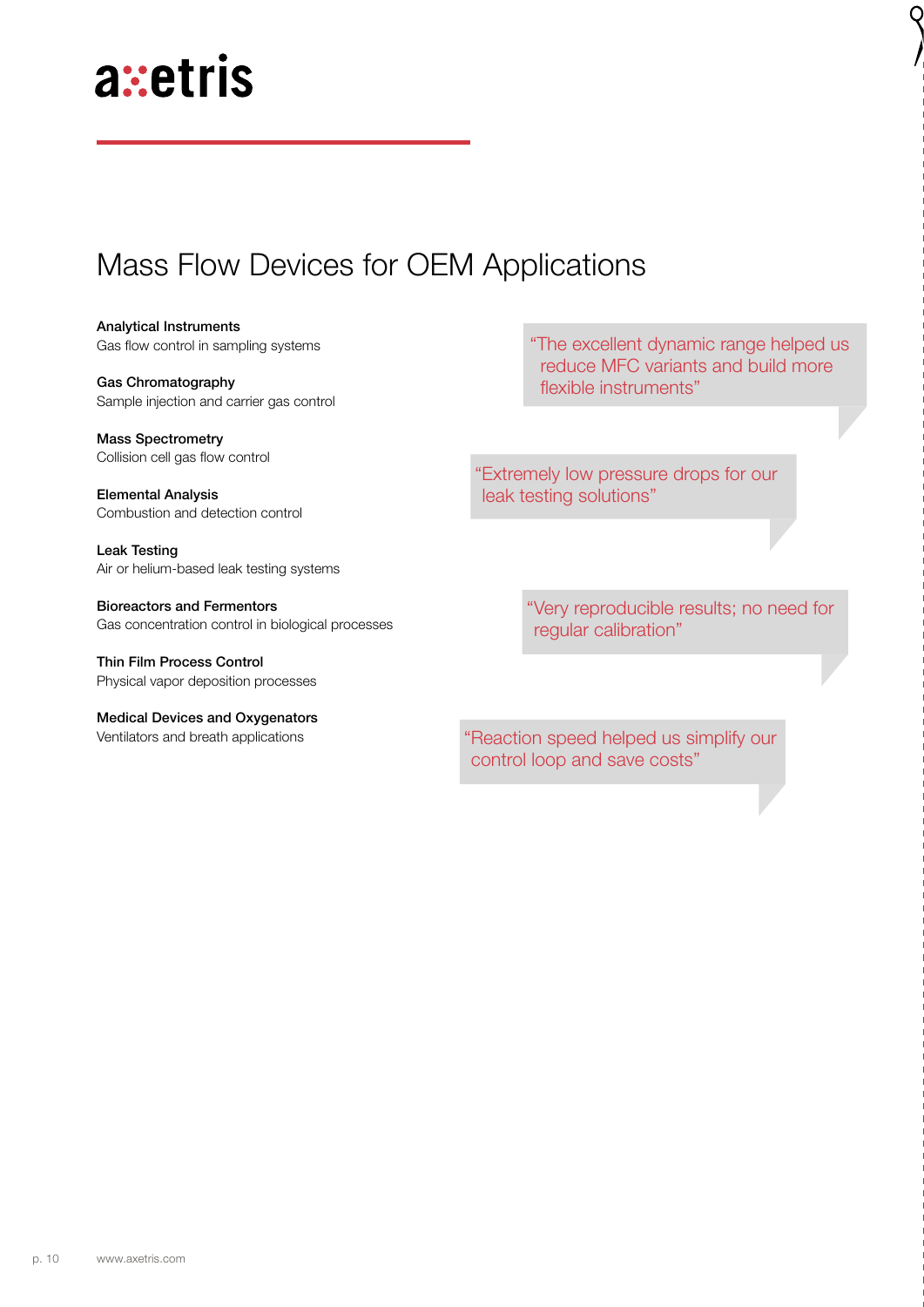# Mass Flow Devices for OEM Applications

**Analytical Instruments**
Gas flow control in sampling systems

**Gas Chromatography**
Sample injection and carrier gas control

**Mass Spectrometry**
Collision cell gas flow control

**Elemental Analysis**
Combustion and detection control

**Leak Testing**
Air or helium-based leak testing systems

**Bioreactors and Fermentors**
Gas concentration control in biological processes

**Thin Film Process Control**
Physical vapor deposition processes

**Medical Devices and Oxygenators**
Ventilators and breath applications

> "The excellent dynamic range helped us reduce MFC variants and build more flexible instruments"

> "Extremely low pressure drops for our leak testing solutions"

> "Very reproducible results; no need for regular calibration"

> "Reaction speed helped us simplify our control loop and save costs"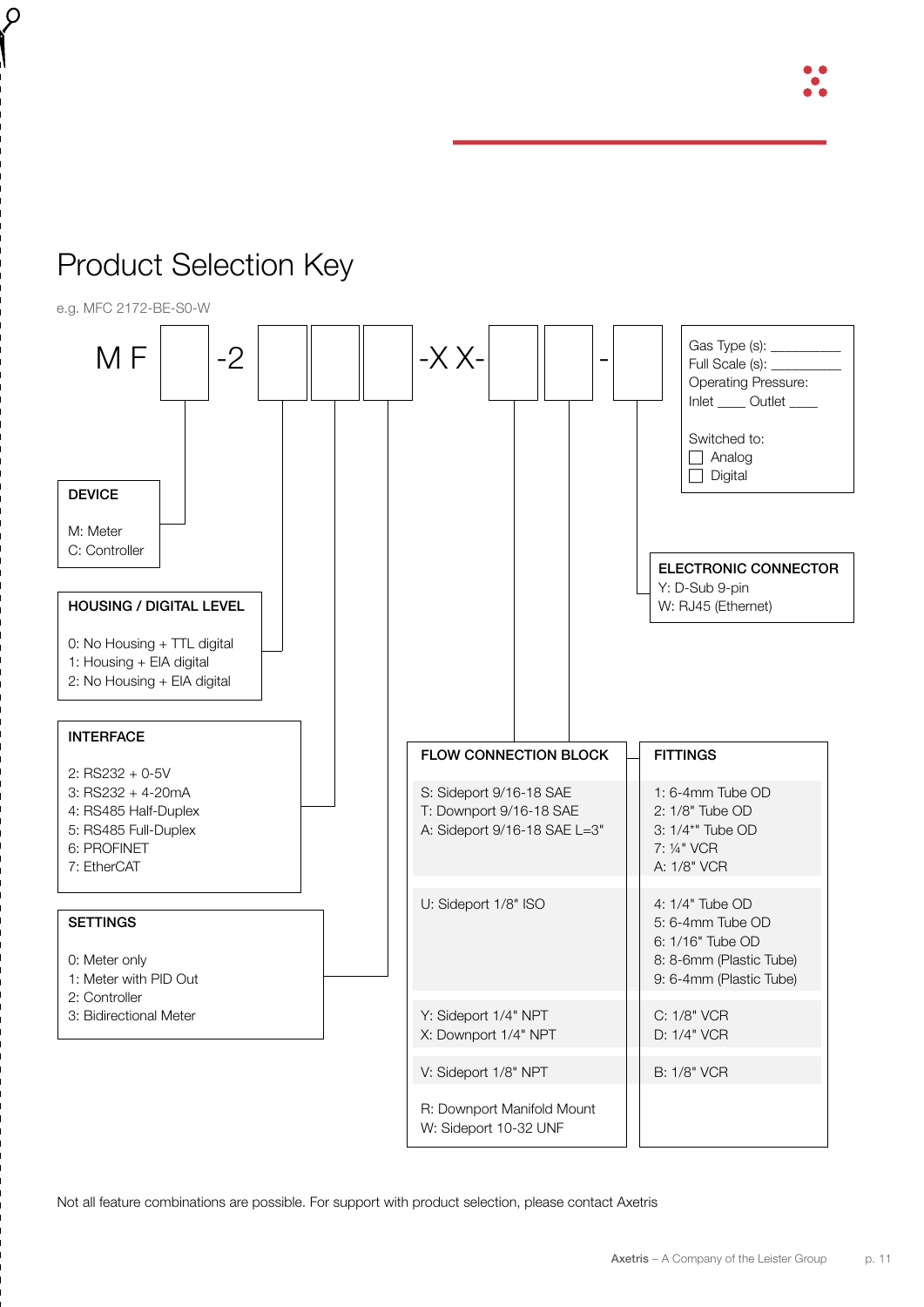# Product Selection Key

e.g. MFC 2172-BE-S0-W

M F [ ] -2 [ ] [ ] [ ] -X X- [ ] [ ] - [ ]

Gas Type (s): __________
Full Scale (s): __________
Operating Pressure:
Inlet ____ Outlet ____

Switched to:
☐ Analog
☐ Digital

**DEVICE**

M: Meter
C: Controller

**HOUSING / DIGITAL LEVEL**

0: No Housing + TTL digital
1: Housing + EIA digital
2: No Housing + EIA digital

**INTERFACE**

2: RS232 + 0-5V
3: RS232 + 4-20mA
4: RS485 Half-Duplex
5: RS485 Full-Duplex
6: PROFINET
7: EtherCAT

**SETTINGS**

0: Meter only
1: Meter with PID Out
2: Controller
3: Bidirectional Meter

**ELECTRONIC CONNECTOR**

Y: D-Sub 9-pin
W: RJ45 (Ethernet)

| FLOW CONNECTION BLOCK | FITTINGS |
|---|---|
| S: Sideport 9/16-18 SAE<br>T: Downport 9/16-18 SAE<br>A: Sideport 9/16-18 SAE L=3" | 1: 6-4mm Tube OD<br>2: 1/8" Tube OD<br>3: 1/4*" Tube OD<br>7: ¼" VCR<br>A: 1/8" VCR |
| U: Sideport 1/8" ISO | 4: 1/4" Tube OD<br>5: 6-4mm Tube OD<br>6: 1/16" Tube OD<br>8: 8-6mm (Plastic Tube)<br>9: 6-4mm (Plastic Tube) |
| Y: Sideport 1/4" NPT<br>X: Downport 1/4" NPT | C: 1/8" VCR<br>D: 1/4" VCR |
| V: Sideport 1/8" NPT | B: 1/8" VCR |
| R: Downport Manifold Mount<br>W: Sideport 10-32 UNF | |

Not all feature combinations are possible. For support with product selection, please contact Axetris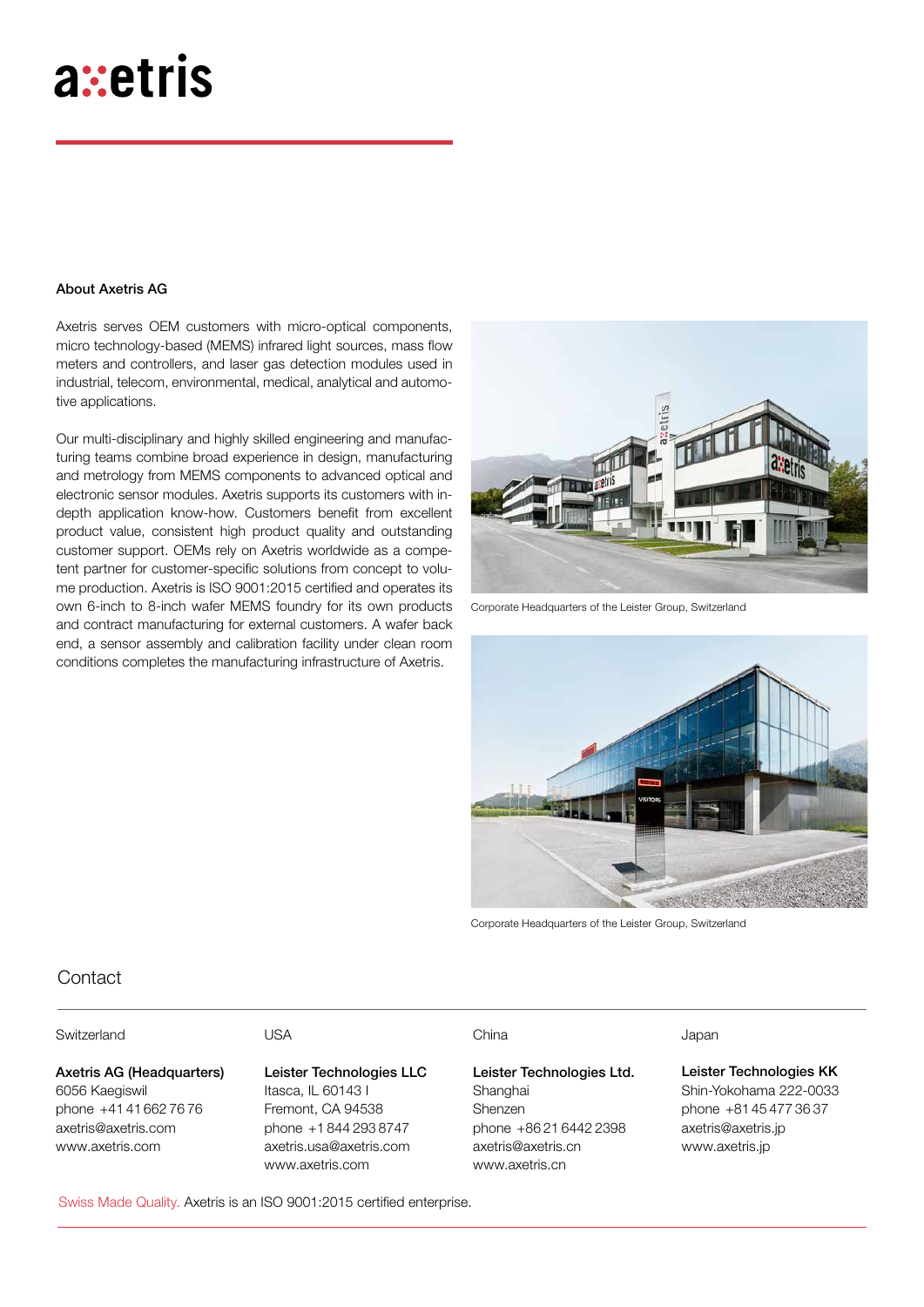# axetris

### About Axetris AG

Axetris serves OEM customers with micro-optical components, micro technology-based (MEMS) infrared light sources, mass flow meters and controllers, and laser gas detection modules used in industrial, telecom, environmental, medical, analytical and automotive applications.

Our multi-disciplinary and highly skilled engineering and manufacturing teams combine broad experience in design, manufacturing and metrology from MEMS components to advanced optical and electronic sensor modules. Axetris supports its customers with in-depth application know-how. Customers benefit from excellent product value, consistent high product quality and outstanding customer support. OEMs rely on Axetris worldwide as a competent partner for customer-specific solutions from concept to volume production. Axetris is ISO 9001:2015 certified and operates its own 6-inch to 8-inch wafer MEMS foundry for its own products and contract manufacturing for external customers. A wafer back end, a sensor assembly and calibration facility under clean room conditions completes the manufacturing infrastructure of Axetris.

Corporate Headquarters of the Leister Group, Switzerland

Corporate Headquarters of the Leister Group, Switzerland

## Contact

**Switzerland**

**Axetris AG (Headquarters)**
6056 Kaegiswil
phone +41 41 662 76 76
axetris@axetris.com
www.axetris.com

**USA**

**Leister Technologies LLC**
Itasca, IL 60143 I
Fremont, CA 94538
phone +1 844 293 8747
axetris.usa@axetris.com
www.axetris.com

**China**

**Leister Technologies Ltd.**
Shanghai
Shenzen
phone +86 21 6442 2398
axetris@axetris.cn
www.axetris.cn

**Japan**

**Leister Technologies KK**
Shin-Yokohama 222-0033
phone +81 45 477 36 37
axetris@axetris.jp
www.axetris.jp

Swiss Made Quality. Axetris is an ISO 9001:2015 certified enterprise.